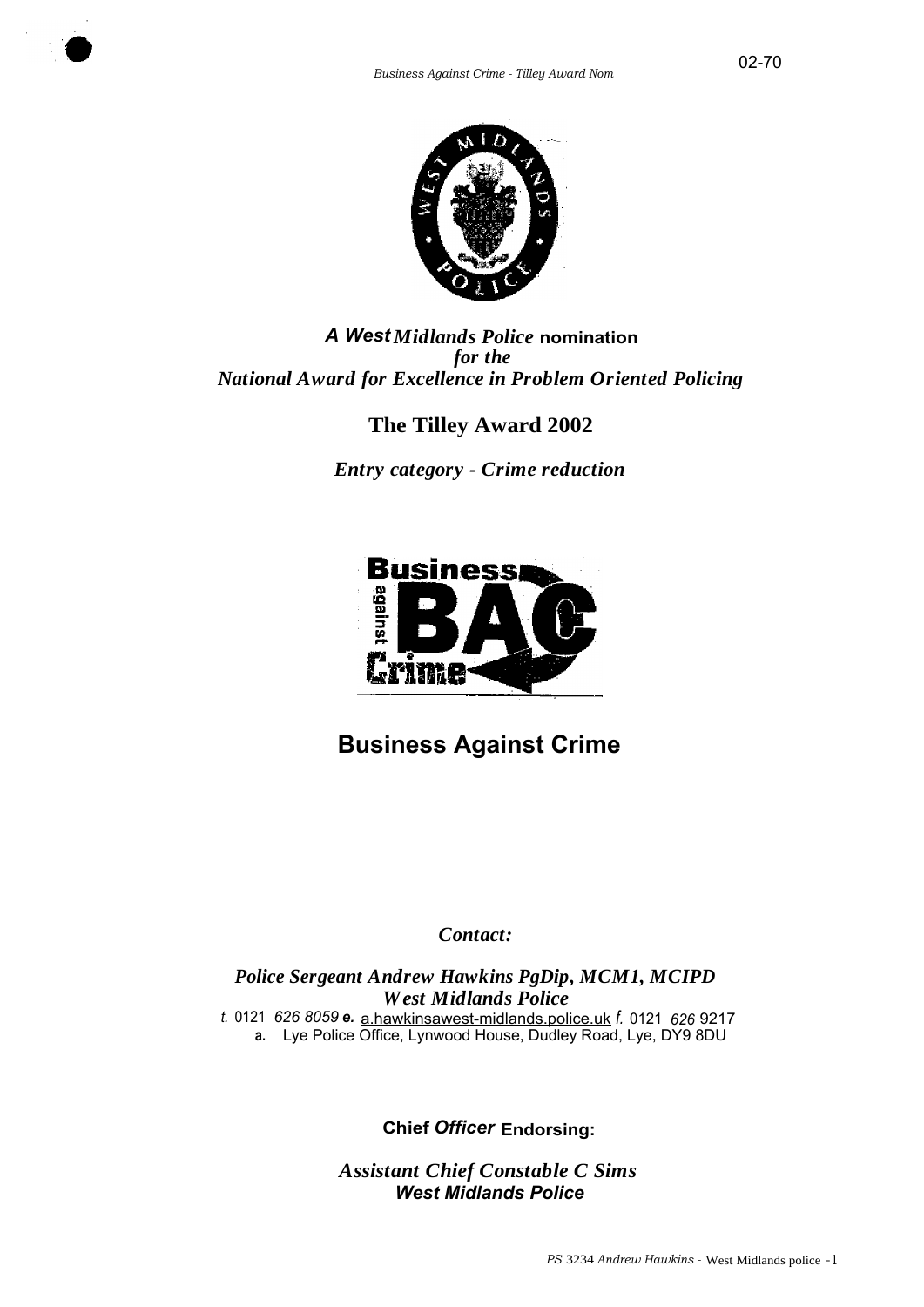02-70

*A West Midlands Police* **nomination**
*for the*
*National Award for Excellence in Problem Oriented Policing*

# The Tilley Award 2002

*Entry category - Crime reduction*

# Business Against Crime

*Contact:*

*Police Sergeant Andrew Hawkins PgDip, MCM1, MCIPD*
*West Midlands Police*
*t.* 0121 *626 8059* ***e.*** a.hawkinsawest-midlands.police.uk *f.* 0121 *626* 9217
**a.** Lye Police Office, Lynwood House, Dudley Road, Lye, DY9 8DU

**Chief *Officer* Endorsing:**

*Assistant Chief Constable C Sims*
***West Midlands Police***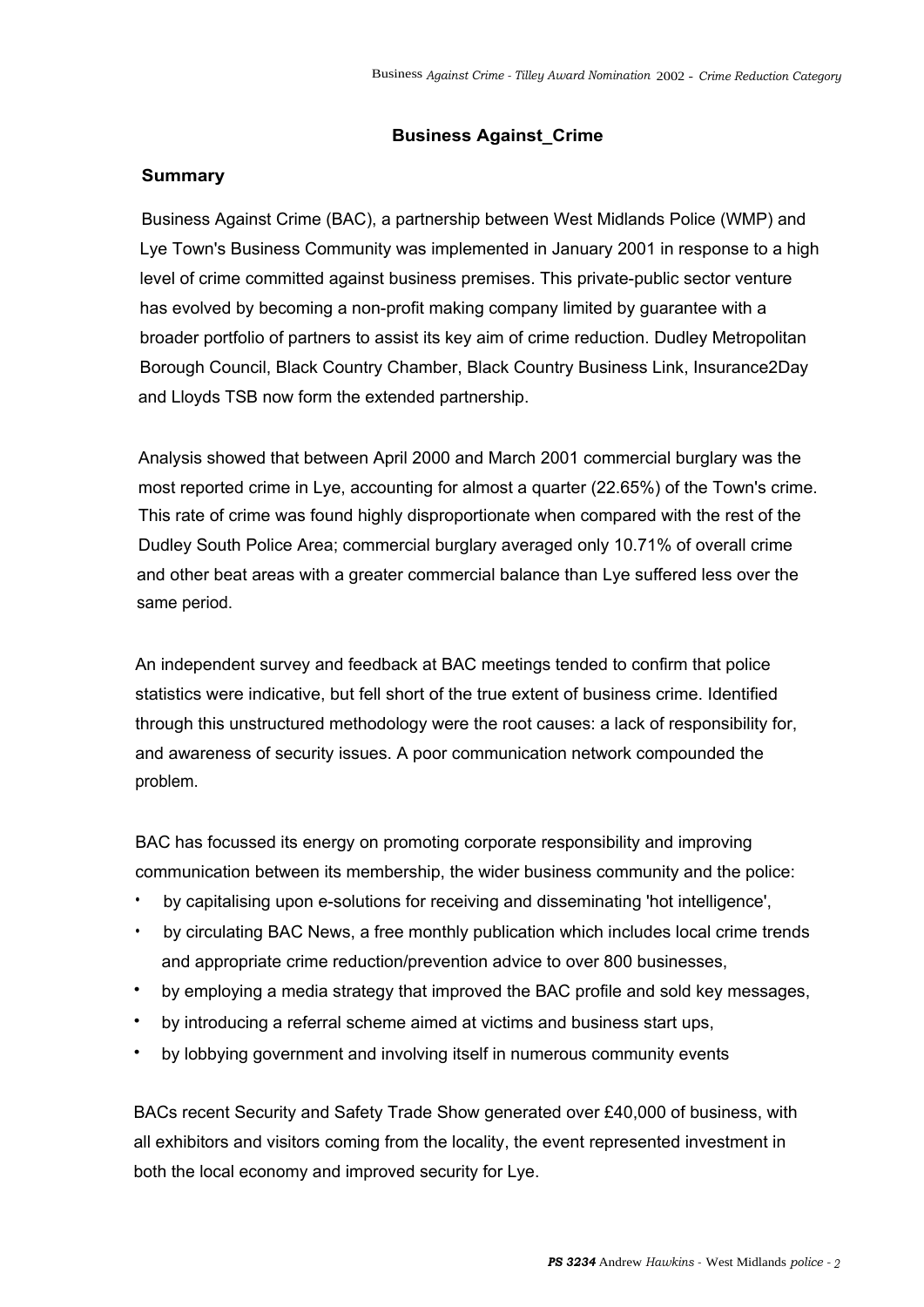## Business Against_Crime

### Summary

Business Against Crime (BAC), a partnership between West Midlands Police (WMP) and Lye Town's Business Community was implemented in January 2001 in response to a high level of crime committed against business premises. This private-public sector venture has evolved by becoming a non-profit making company limited by guarantee with a broader portfolio of partners to assist its key aim of crime reduction. Dudley Metropolitan Borough Council, Black Country Chamber, Black Country Business Link, Insurance2Day and Lloyds TSB now form the extended partnership.

Analysis showed that between April 2000 and March 2001 commercial burglary was the most reported crime in Lye, accounting for almost a quarter (22.65%) of the Town's crime. This rate of crime was found highly disproportionate when compared with the rest of the Dudley South Police Area; commercial burglary averaged only 10.71% of overall crime and other beat areas with a greater commercial balance than Lye suffered less over the same period.

An independent survey and feedback at BAC meetings tended to confirm that police statistics were indicative, but fell short of the true extent of business crime. Identified through this unstructured methodology were the root causes: a lack of responsibility for, and awareness of security issues. A poor communication network compounded the problem.

BAC has focussed its energy on promoting corporate responsibility and improving communication between its membership, the wider business community and the police:

- by capitalising upon e-solutions for receiving and disseminating 'hot intelligence',
- by circulating BAC News, a free monthly publication which includes local crime trends and appropriate crime reduction/prevention advice to over 800 businesses,
- by employing a media strategy that improved the BAC profile and sold key messages,
- by introducing a referral scheme aimed at victims and business start ups,
- by lobbying government and involving itself in numerous community events

BACs recent Security and Safety Trade Show generated over £40,000 of business, with all exhibitors and visitors coming from the locality, the event represented investment in both the local economy and improved security for Lye.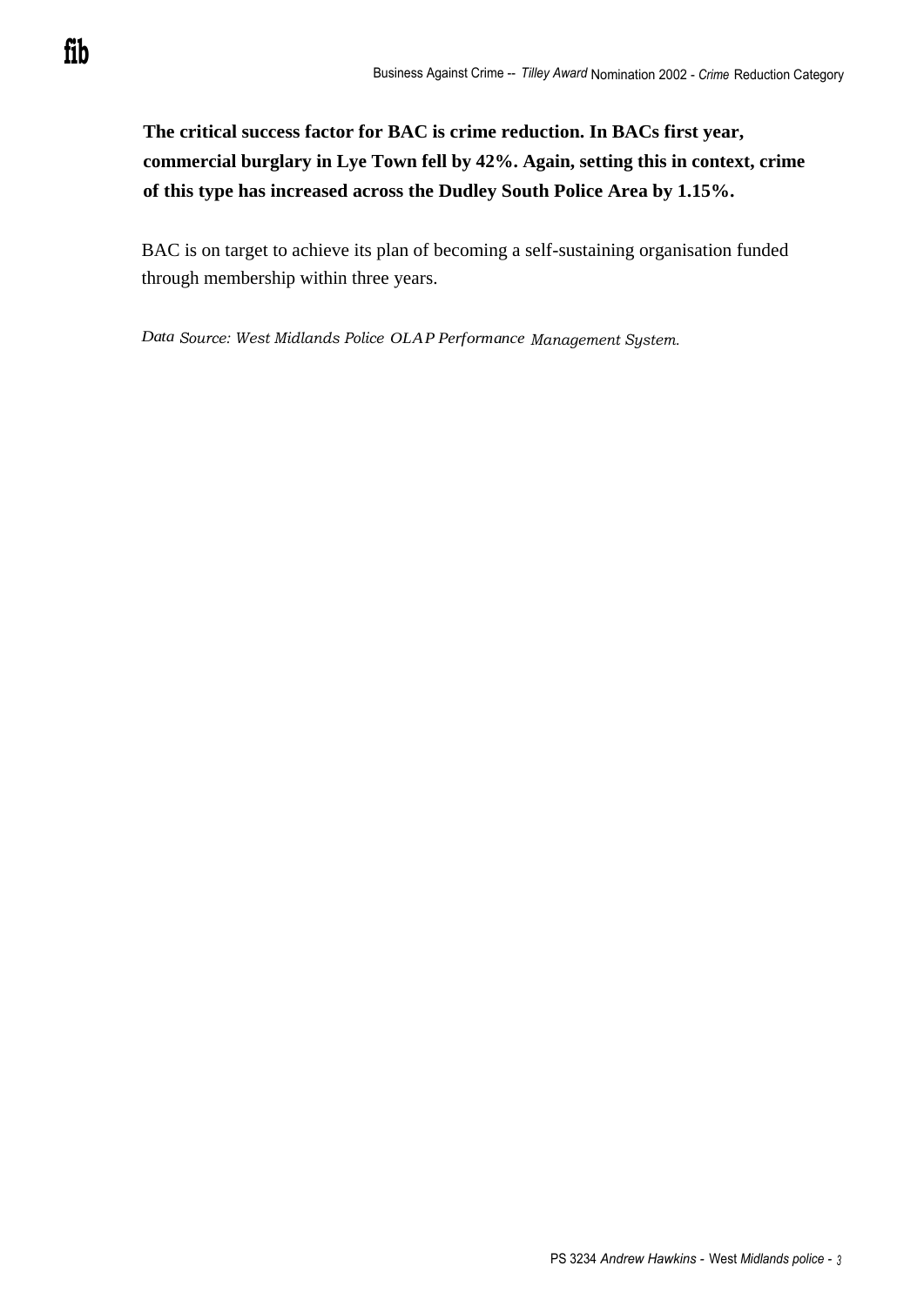**The critical success factor for BAC is crime reduction. In BACs first year, commercial burglary in Lye Town fell by 42%. Again, setting this in context, crime of this type has increased across the Dudley South Police Area by 1.15%.**

BAC is on target to achieve its plan of becoming a self-sustaining organisation funded through membership within three years.

*Data Source: West Midlands Police OLAP Performance Management System.*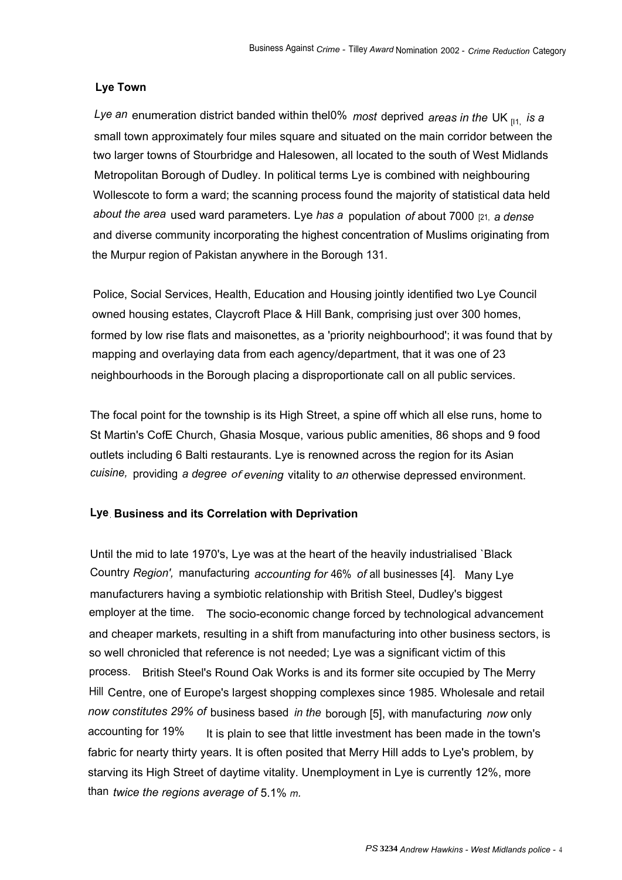## Lye Town

Lye an enumeration district banded within thel0% most deprived areas in the UK [1], is a small town approximately four miles square and situated on the main corridor between the two larger towns of Stourbridge and Halesowen, all located to the south of West Midlands Metropolitan Borough of Dudley. In political terms Lye is combined with neighbouring Wollescote to form a ward; the scanning process found the majority of statistical data held about the area used ward parameters. Lye has a population of about 7000 [2], a dense and diverse community incorporating the highest concentration of Muslims originating from the Murpur region of Pakistan anywhere in the Borough [3].

Police, Social Services, Health, Education and Housing jointly identified two Lye Council owned housing estates, Claycroft Place & Hill Bank, comprising just over 300 homes, formed by low rise flats and maisonettes, as a 'priority neighbourhood'; it was found that by mapping and overlaying data from each agency/department, that it was one of 23 neighbourhoods in the Borough placing a disproportionate call on all public services.

The focal point for the township is its High Street, a spine off which all else runs, home to St Martin's CofE Church, Ghasia Mosque, various public amenities, 86 shops and 9 food outlets including 6 Balti restaurants. Lye is renowned across the region for its Asian cuisine, providing a degree of evening vitality to an otherwise depressed environment.

## Lye Business and its Correlation with Deprivation

Until the mid to late 1970's, Lye was at the heart of the heavily industrialised `Black Country Region', manufacturing accounting for 46% of all businesses [4]. Many Lye manufacturers having a symbiotic relationship with British Steel, Dudley's biggest employer at the time. The socio-economic change forced by technological advancement and cheaper markets, resulting in a shift from manufacturing into other business sectors, is so well chronicled that reference is not needed; Lye was a significant victim of this process. British Steel's Round Oak Works is and its former site occupied by The Merry Hill Centre, one of Europe's largest shopping complexes since 1985. Wholesale and retail now constitutes 29% of business based in the borough [5], with manufacturing now only accounting for 19% It is plain to see that little investment has been made in the town's fabric for nearty thirty years. It is often posited that Merry Hill adds to Lye's problem, by starving its High Street of daytime vitality. Unemployment in Lye is currently 12%, more than twice the regions average of 5.1% m.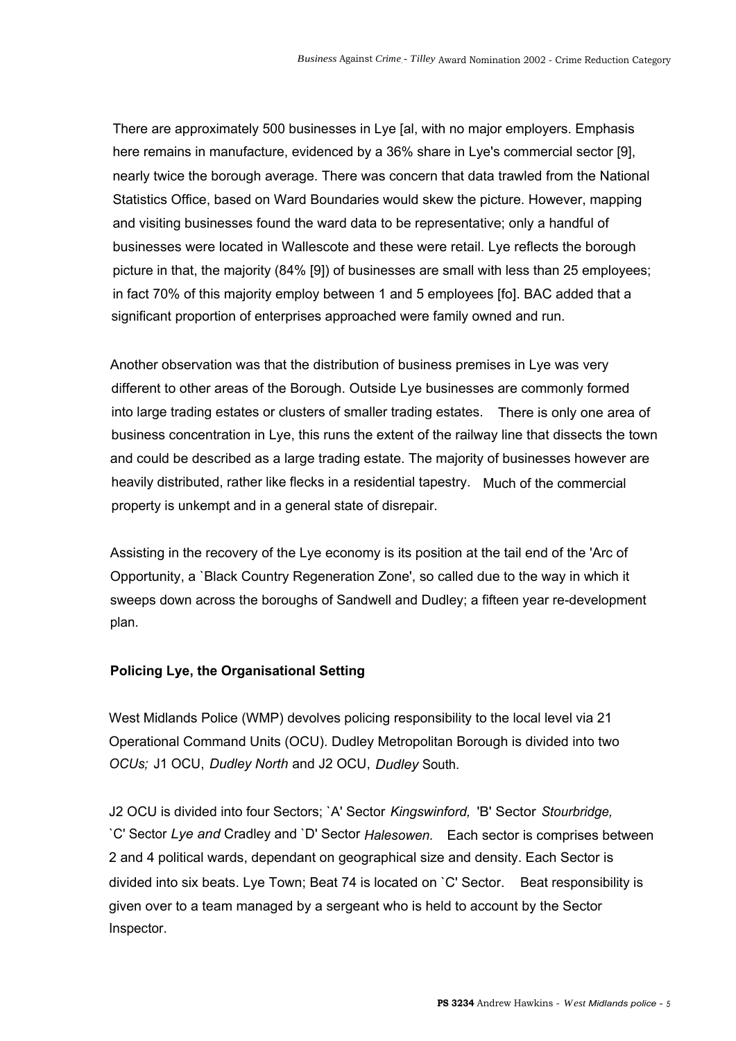There are approximately 500 businesses in Lye [al, with no major employers. Emphasis here remains in manufacture, evidenced by a 36% share in Lye's commercial sector [9], nearly twice the borough average. There was concern that data trawled from the National Statistics Office, based on Ward Boundaries would skew the picture. However, mapping and visiting businesses found the ward data to be representative; only a handful of businesses were located in Wallescote and these were retail. Lye reflects the borough picture in that, the majority (84% [9]) of businesses are small with less than 25 employees; in fact 70% of this majority employ between 1 and 5 employees [fo]. BAC added that a significant proportion of enterprises approached were family owned and run.

Another observation was that the distribution of business premises in Lye was very different to other areas of the Borough. Outside Lye businesses are commonly formed into large trading estates or clusters of smaller trading estates. There is only one area of business concentration in Lye, this runs the extent of the railway line that dissects the town and could be described as a large trading estate. The majority of businesses however are heavily distributed, rather like flecks in a residential tapestry. Much of the commercial property is unkempt and in a general state of disrepair.

Assisting in the recovery of the Lye economy is its position at the tail end of the 'Arc of Opportunity, a `Black Country Regeneration Zone', so called due to the way in which it sweeps down across the boroughs of Sandwell and Dudley; a fifteen year re-development plan.

**Policing Lye, the Organisational Setting**

West Midlands Police (WMP) devolves policing responsibility to the local level via 21 Operational Command Units (OCU). Dudley Metropolitan Borough is divided into two *OCUs;* J1 OCU, *Dudley North* and J2 OCU, *Dudley* South.

J2 OCU is divided into four Sectors; `A' Sector *Kingswinford,* 'B' Sector *Stourbridge,* `C' Sector *Lye and* Cradley and `D' Sector *Halesowen.* Each sector is comprises between 2 and 4 political wards, dependant on geographical size and density. Each Sector is divided into six beats. Lye Town; Beat 74 is located on `C' Sector. Beat responsibility is given over to a team managed by a sergeant who is held to account by the Sector Inspector.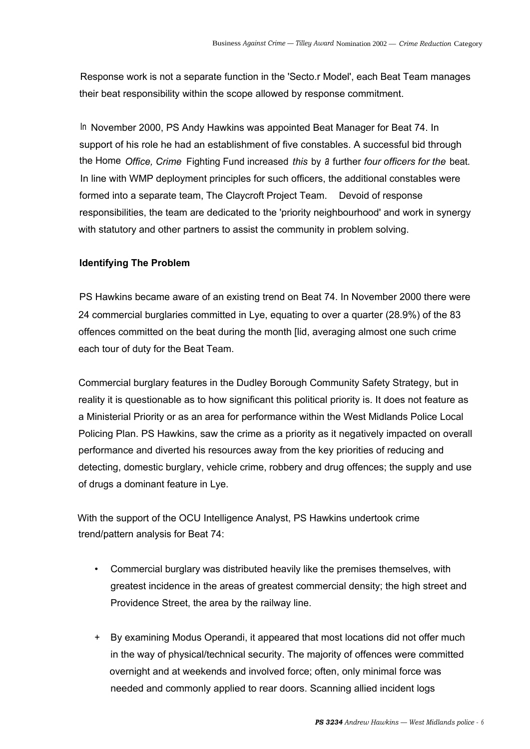Response work is not a separate function in the 'Secto.r Model', each Beat Team manages their beat responsibility within the scope allowed by response commitment.

In November 2000, PS Andy Hawkins was appointed Beat Manager for Beat 74. In support of his role he had an establishment of five constables. A successful bid through the Home *Office, Crime* Fighting Fund increased *this* by a further *four officers for the* beat. In line with WMP deployment principles for such officers, the additional constables were formed into a separate team, The Claycroft Project Team. Devoid of response responsibilities, the team are dedicated to the 'priority neighbourhood' and work in synergy with statutory and other partners to assist the community in problem solving.

**Identifying The Problem**

PS Hawkins became aware of an existing trend on Beat 74. In November 2000 there were 24 commercial burglaries committed in Lye, equating to over a quarter (28.9%) of the 83 offences committed on the beat during the month [lid, averaging almost one such crime each tour of duty for the Beat Team.

Commercial burglary features in the Dudley Borough Community Safety Strategy, but in reality it is questionable as to how significant this political priority is. It does not feature as a Ministerial Priority or as an area for performance within the West Midlands Police Local Policing Plan. PS Hawkins, saw the crime as a priority as it negatively impacted on overall performance and diverted his resources away from the key priorities of reducing and detecting, domestic burglary, vehicle crime, robbery and drug offences; the supply and use of drugs a dominant feature in Lye.

With the support of the OCU Intelligence Analyst, PS Hawkins undertook crime trend/pattern analysis for Beat 74:

- Commercial burglary was distributed heavily like the premises themselves, with greatest incidence in the areas of greatest commercial density; the high street and Providence Street, the area by the railway line.

- By examining Modus Operandi, it appeared that most locations did not offer much in the way of physical/technical security. The majority of offences were committed overnight and at weekends and involved force; often, only minimal force was needed and commonly applied to rear doors. Scanning allied incident logs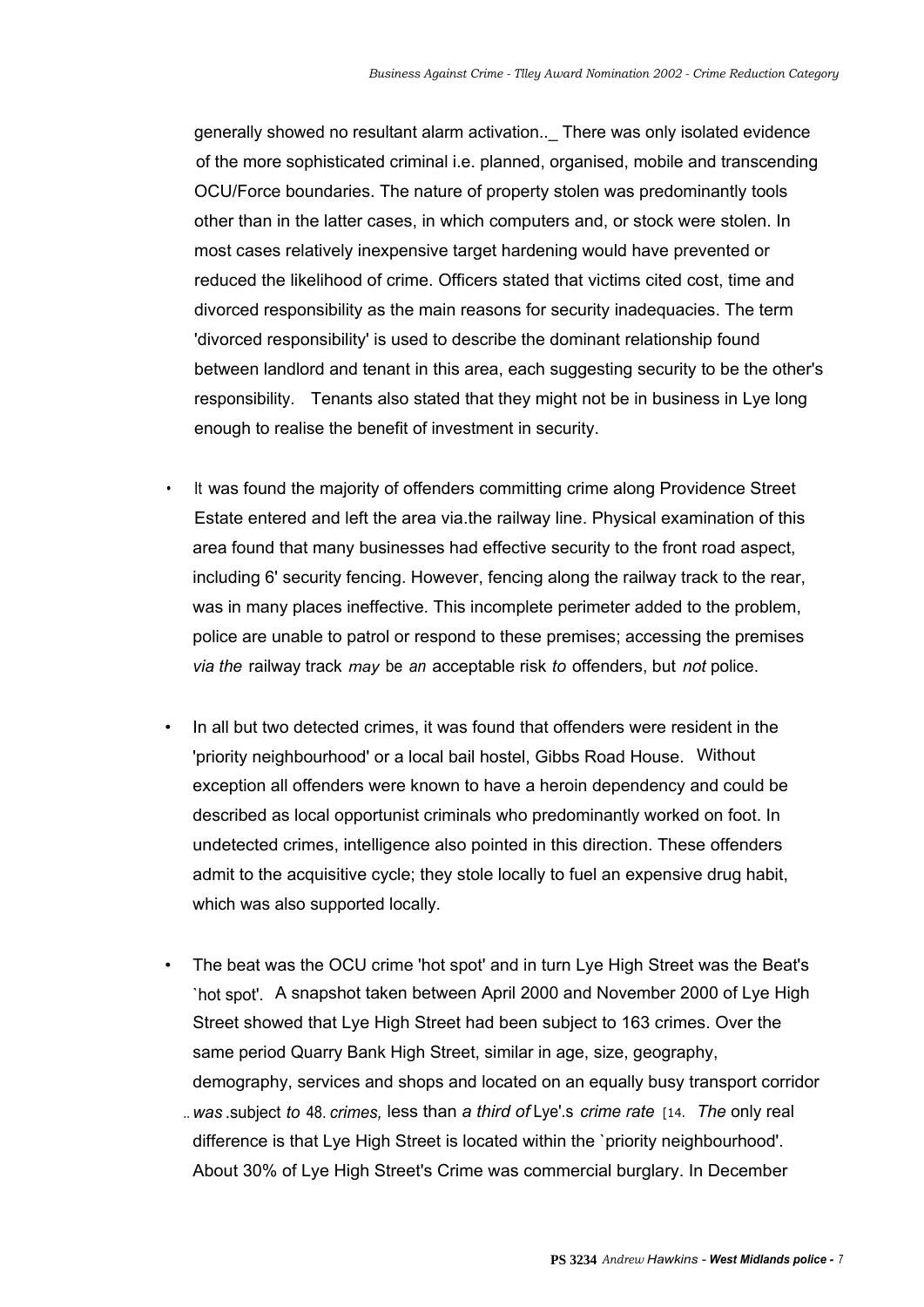generally showed no resultant alarm activation.._ There was only isolated evidence of the more sophisticated criminal i.e. planned, organised, mobile and transcending OCU/Force boundaries. The nature of property stolen was predominantly tools other than in the latter cases, in which computers and, or stock were stolen. In most cases relatively inexpensive target hardening would have prevented or reduced the likelihood of crime. Officers stated that victims cited cost, time and divorced responsibility as the main reasons for security inadequacies. The term 'divorced responsibility' is used to describe the dominant relationship found between landlord and tenant in this area, each suggesting security to be the other's responsibility. Tenants also stated that they might not be in business in Lye long enough to realise the benefit of investment in security.

- It was found the majority of offenders committing crime along Providence Street Estate entered and left the area via.the railway line. Physical examination of this area found that many businesses had effective security to the front road aspect, including 6' security fencing. However, fencing along the railway track to the rear, was in many places ineffective. This incomplete perimeter added to the problem, police are unable to patrol or respond to these premises; accessing the premises *via the* railway track *may* be *an* acceptable risk *to* offenders, but *not* police.

- In all but two detected crimes, it was found that offenders were resident in the 'priority neighbourhood' or a local bail hostel, Gibbs Road House. Without exception all offenders were known to have a heroin dependency and could be described as local opportunist criminals who predominantly worked on foot. In undetected crimes, intelligence also pointed in this direction. These offenders admit to the acquisitive cycle; they stole locally to fuel an expensive drug habit, which was also supported locally.

- The beat was the OCU crime 'hot spot' and in turn Lye High Street was the Beat's `hot spot'. A snapshot taken between April 2000 and November 2000 of Lye High Street showed that Lye High Street had been subject to 163 crimes. Over the same period Quarry Bank High Street, similar in age, size, geography, demography, services and shops and located on an equally busy transport corridor .. *was* .subject *to* 48. *crimes,* less than *a third of* Lye'.s *crime rate* [14. *The* only real difference is that Lye High Street is located within the `priority neighbourhood'. About 30% of Lye High Street's Crime was commercial burglary. In December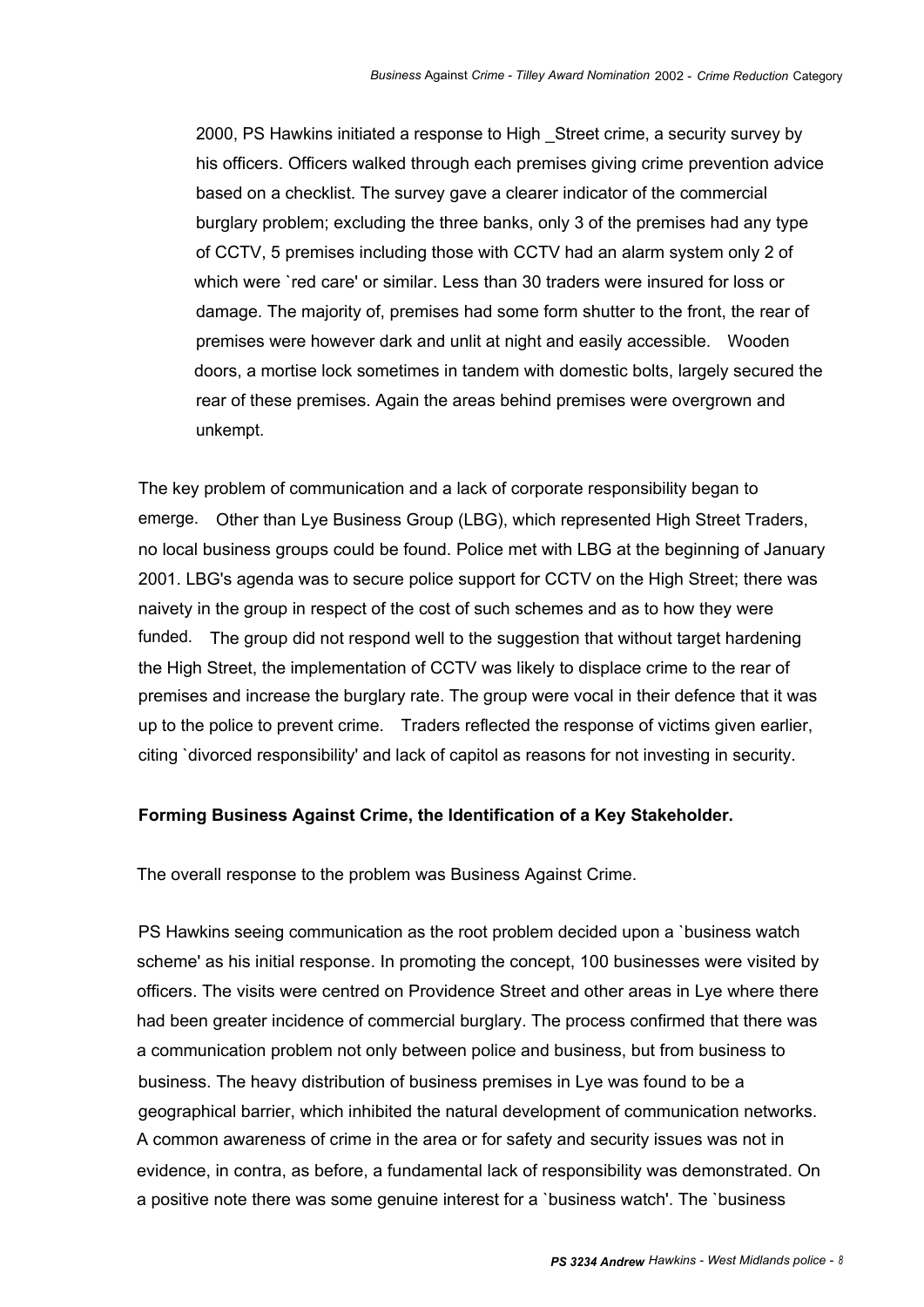2000, PS Hawkins initiated a response to High _Street crime, a security survey by his officers. Officers walked through each premises giving crime prevention advice based on a checklist. The survey gave a clearer indicator of the commercial burglary problem; excluding the three banks, only 3 of the premises had any type of CCTV, 5 premises including those with CCTV had an alarm system only 2 of which were `red care' or similar. Less than 30 traders were insured for loss or damage. The majority of, premises had some form shutter to the front, the rear of premises were however dark and unlit at night and easily accessible. Wooden doors, a mortise lock sometimes in tandem with domestic bolts, largely secured the rear of these premises. Again the areas behind premises were overgrown and unkempt.

The key problem of communication and a lack of corporate responsibility began to emerge. Other than Lye Business Group (LBG), which represented High Street Traders, no local business groups could be found. Police met with LBG at the beginning of January 2001. LBG's agenda was to secure police support for CCTV on the High Street; there was naivety in the group in respect of the cost of such schemes and as to how they were funded. The group did not respond well to the suggestion that without target hardening the High Street, the implementation of CCTV was likely to displace crime to the rear of premises and increase the burglary rate. The group were vocal in their defence that it was up to the police to prevent crime. Traders reflected the response of victims given earlier, citing `divorced responsibility' and lack of capitol as reasons for not investing in security.

**Forming Business Against Crime, the Identification of a Key Stakeholder.**

The overall response to the problem was Business Against Crime.

PS Hawkins seeing communication as the root problem decided upon a `business watch scheme' as his initial response. In promoting the concept, 100 businesses were visited by officers. The visits were centred on Providence Street and other areas in Lye where there had been greater incidence of commercial burglary. The process confirmed that there was a communication problem not only between police and business, but from business to business. The heavy distribution of business premises in Lye was found to be a geographical barrier, which inhibited the natural development of communication networks. A common awareness of crime in the area or for safety and security issues was not in evidence, in contra, as before, a fundamental lack of responsibility was demonstrated. On a positive note there was some genuine interest for a `business watch'. The `business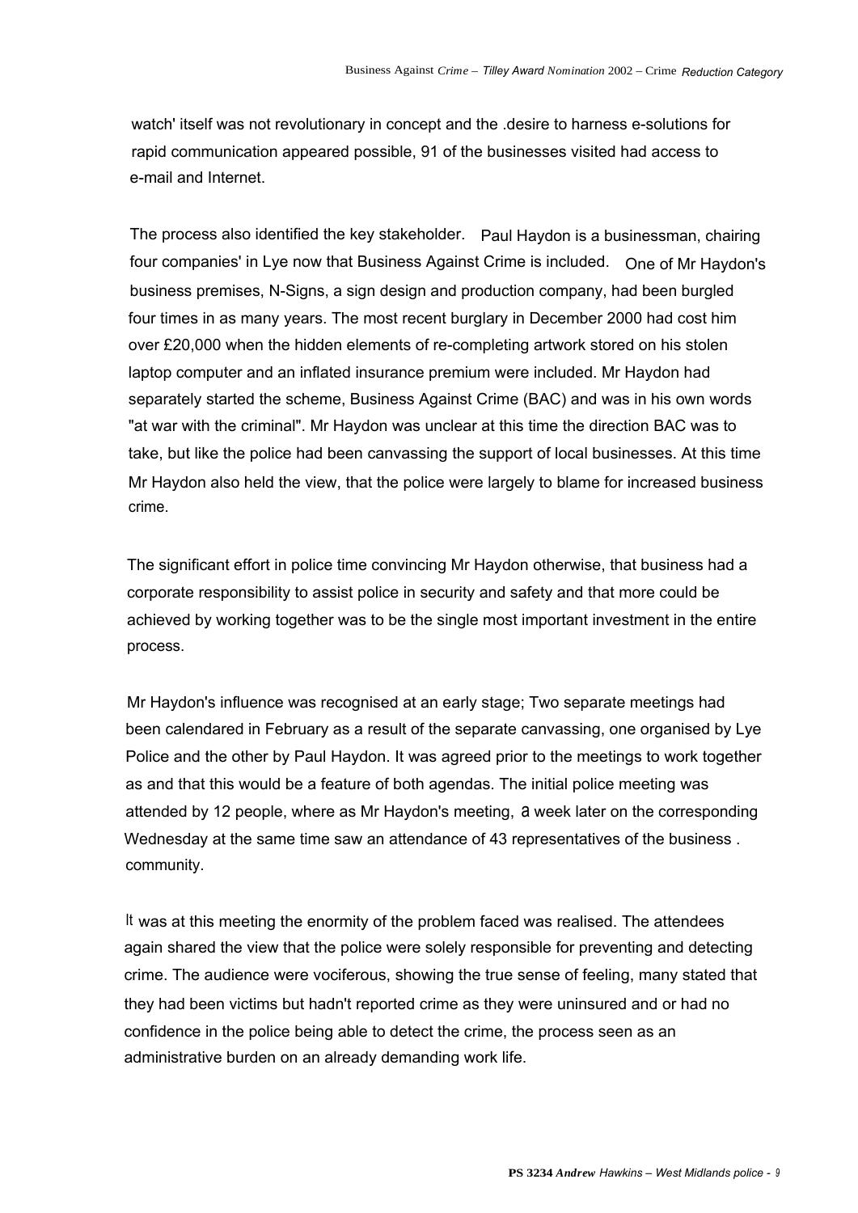watch' itself was not revolutionary in concept and the .desire to harness e-solutions for rapid communication appeared possible, 91 of the businesses visited had access to e-mail and Internet.

The process also identified the key stakeholder. Paul Haydon is a businessman, chairing four companies' in Lye now that Business Against Crime is included. One of Mr Haydon's business premises, N-Signs, a sign design and production company, had been burgled four times in as many years. The most recent burglary in December 2000 had cost him over £20,000 when the hidden elements of re-completing artwork stored on his stolen laptop computer and an inflated insurance premium were included. Mr Haydon had separately started the scheme, Business Against Crime (BAC) and was in his own words "at war with the criminal". Mr Haydon was unclear at this time the direction BAC was to take, but like the police had been canvassing the support of local businesses. At this time Mr Haydon also held the view, that the police were largely to blame for increased business crime.

The significant effort in police time convincing Mr Haydon otherwise, that business had a corporate responsibility to assist police in security and safety and that more could be achieved by working together was to be the single most important investment in the entire process.

Mr Haydon's influence was recognised at an early stage; Two separate meetings had been calendared in February as a result of the separate canvassing, one organised by Lye Police and the other by Paul Haydon. It was agreed prior to the meetings to work together as and that this would be a feature of both agendas. The initial police meeting was attended by 12 people, where as Mr Haydon's meeting, a week later on the corresponding Wednesday at the same time saw an attendance of 43 representatives of the business . community.

It was at this meeting the enormity of the problem faced was realised. The attendees again shared the view that the police were solely responsible for preventing and detecting crime. The audience were vociferous, showing the true sense of feeling, many stated that they had been victims but hadn't reported crime as they were uninsured and or had no confidence in the police being able to detect the crime, the process seen as an administrative burden on an already demanding work life.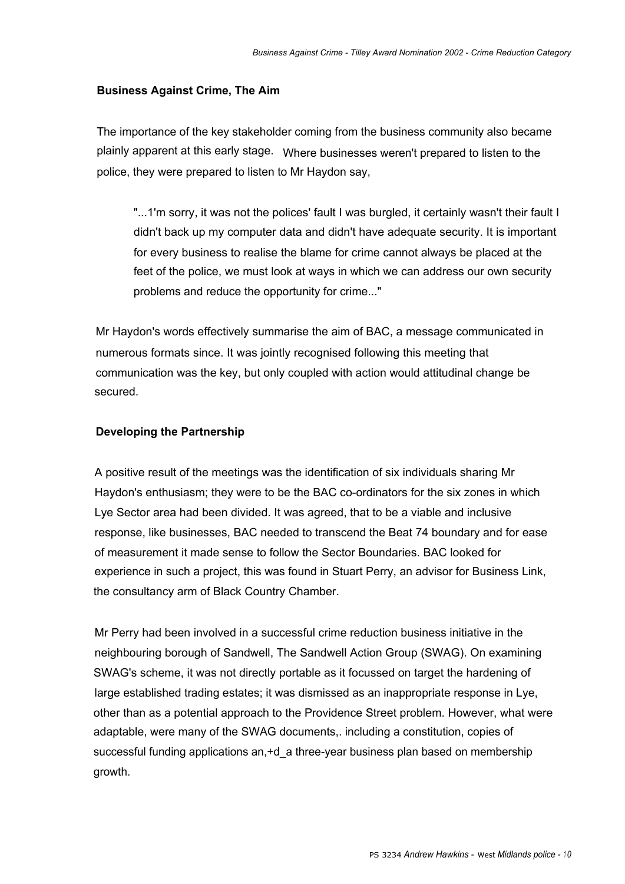### Business Against Crime, The Aim

The importance of the key stakeholder coming from the business community also became plainly apparent at this early stage. Where businesses weren't prepared to listen to the police, they were prepared to listen to Mr Haydon say,

> "...1'm sorry, it was not the polices' fault I was burgled, it certainly wasn't their fault I didn't back up my computer data and didn't have adequate security. It is important for every business to realise the blame for crime cannot always be placed at the feet of the police, we must look at ways in which we can address our own security problems and reduce the opportunity for crime..."

Mr Haydon's words effectively summarise the aim of BAC, a message communicated in numerous formats since. It was jointly recognised following this meeting that communication was the key, but only coupled with action would attitudinal change be secured.

### Developing the Partnership

A positive result of the meetings was the identification of six individuals sharing Mr Haydon's enthusiasm; they were to be the BAC co-ordinators for the six zones in which Lye Sector area had been divided. It was agreed, that to be a viable and inclusive response, like businesses, BAC needed to transcend the Beat 74 boundary and for ease of measurement it made sense to follow the Sector Boundaries. BAC looked for experience in such a project, this was found in Stuart Perry, an advisor for Business Link, the consultancy arm of Black Country Chamber.

Mr Perry had been involved in a successful crime reduction business initiative in the neighbouring borough of Sandwell, The Sandwell Action Group (SWAG). On examining SWAG's scheme, it was not directly portable as it focussed on target the hardening of large established trading estates; it was dismissed as an inappropriate response in Lye, other than as a potential approach to the Providence Street problem. However, what were adaptable, were many of the SWAG documents,. including a constitution, copies of successful funding applications an,+d_a three-year business plan based on membership growth.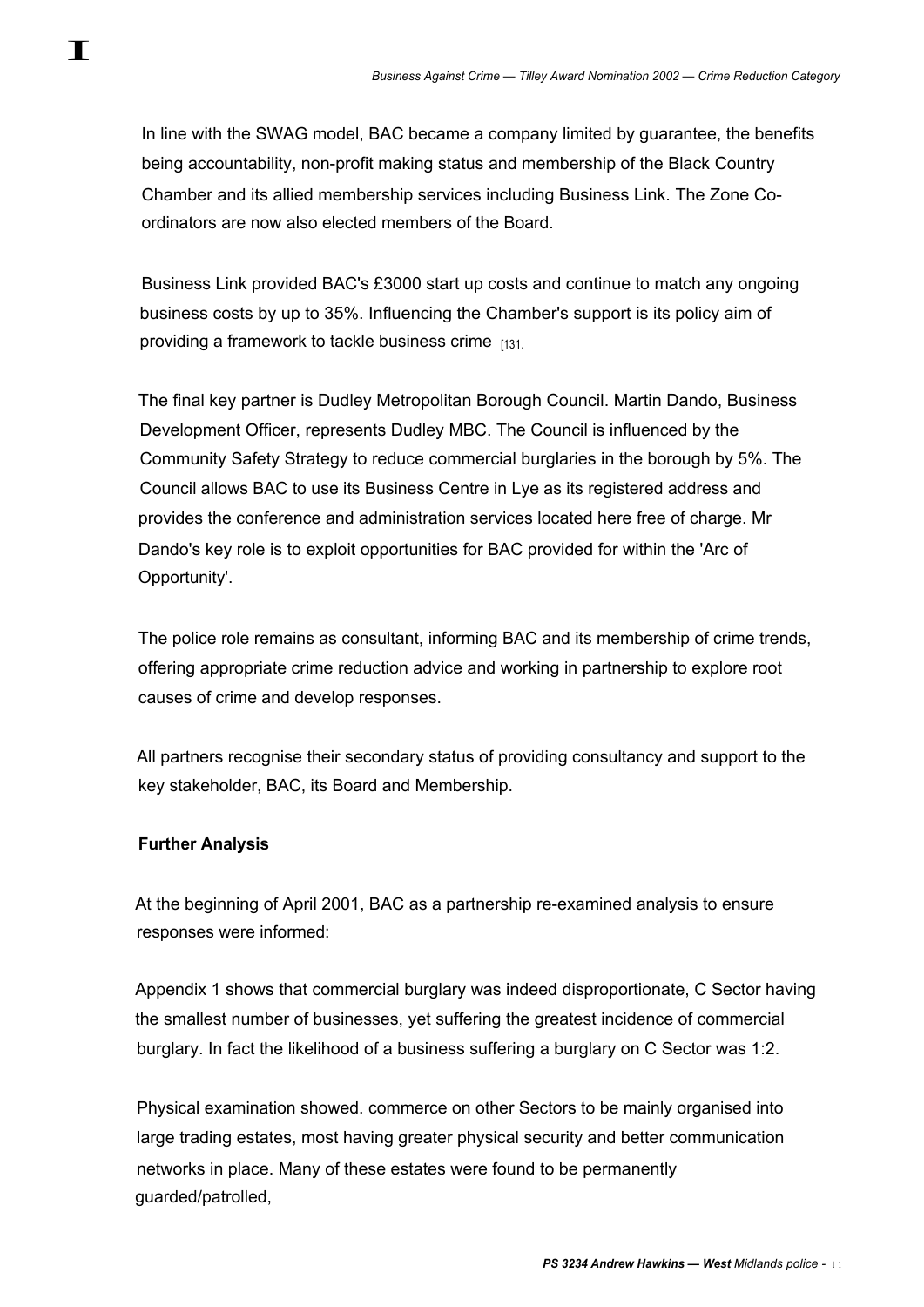In line with the SWAG model, BAC became a company limited by guarantee, the benefits being accountability, non-profit making status and membership of the Black Country Chamber and its allied membership services including Business Link. The Zone Co-ordinators are now also elected members of the Board.

Business Link provided BAC's £3000 start up costs and continue to match any ongoing business costs by up to 35%. Influencing the Chamber's support is its policy aim of providing a framework to tackle business crime [131.

The final key partner is Dudley Metropolitan Borough Council. Martin Dando, Business Development Officer, represents Dudley MBC. The Council is influenced by the Community Safety Strategy to reduce commercial burglaries in the borough by 5%. The Council allows BAC to use its Business Centre in Lye as its registered address and provides the conference and administration services located here free of charge. Mr Dando's key role is to exploit opportunities for BAC provided for within the 'Arc of Opportunity'.

The police role remains as consultant, informing BAC and its membership of crime trends, offering appropriate crime reduction advice and working in partnership to explore root causes of crime and develop responses.

All partners recognise their secondary status of providing consultancy and support to the key stakeholder, BAC, its Board and Membership.

**Further Analysis**

At the beginning of April 2001, BAC as a partnership re-examined analysis to ensure responses were informed:

Appendix 1 shows that commercial burglary was indeed disproportionate, C Sector having the smallest number of businesses, yet suffering the greatest incidence of commercial burglary. In fact the likelihood of a business suffering a burglary on C Sector was 1:2.

Physical examination showed. commerce on other Sectors to be mainly organised into large trading estates, most having greater physical security and better communication networks in place. Many of these estates were found to be permanently guarded/patrolled,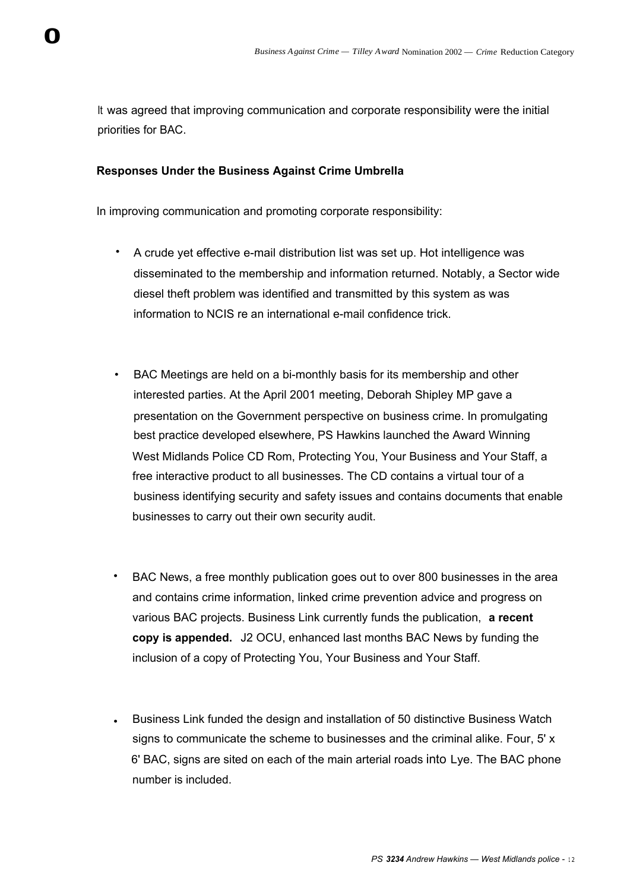It was agreed that improving communication and corporate responsibility were the initial priorities for BAC.

**Responses Under the Business Against Crime Umbrella**

In improving communication and promoting corporate responsibility:

- A crude yet effective e-mail distribution list was set up. Hot intelligence was disseminated to the membership and information returned. Notably, a Sector wide diesel theft problem was identified and transmitted by this system as was information to NCIS re an international e-mail confidence trick.

- BAC Meetings are held on a bi-monthly basis for its membership and other interested parties. At the April 2001 meeting, Deborah Shipley MP gave a presentation on the Government perspective on business crime. In promulgating best practice developed elsewhere, PS Hawkins launched the Award Winning West Midlands Police CD Rom, Protecting You, Your Business and Your Staff, a free interactive product to all businesses. The CD contains a virtual tour of a business identifying security and safety issues and contains documents that enable businesses to carry out their own security audit.

- BAC News, a free monthly publication goes out to over 800 businesses in the area and contains crime information, linked crime prevention advice and progress on various BAC projects. Business Link currently funds the publication, **a recent copy is appended.** J2 OCU, enhanced last months BAC News by funding the inclusion of a copy of Protecting You, Your Business and Your Staff.

- Business Link funded the design and installation of 50 distinctive Business Watch signs to communicate the scheme to businesses and the criminal alike. Four, 5' x 6' BAC, signs are sited on each of the main arterial roads into Lye. The BAC phone number is included.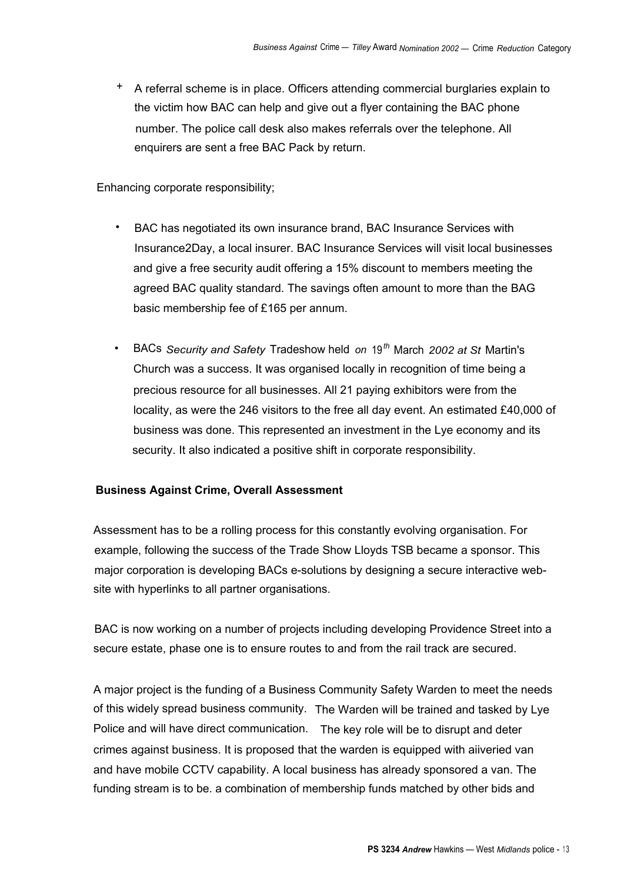+ A referral scheme is in place. Officers attending commercial burglaries explain to the victim how BAC can help and give out a flyer containing the BAC phone number. The police call desk also makes referrals over the telephone. All enquirers are sent a free BAC Pack by return.

Enhancing corporate responsibility;

- BAC has negotiated its own insurance brand, BAC Insurance Services with Insurance2Day, a local insurer. BAC Insurance Services will visit local businesses and give a free security audit offering a 15% discount to members meeting the agreed BAC quality standard. The savings often amount to more than the BAG basic membership fee of £165 per annum.

- BACs *Security and Safety* Tradeshow held *on* 19th March *2002 at St* Martin's Church was a success. It was organised locally in recognition of time being a precious resource for all businesses. All 21 paying exhibitors were from the locality, as were the 246 visitors to the free all day event. An estimated £40,000 of business was done. This represented an investment in the Lye economy and its security. It also indicated a positive shift in corporate responsibility.

**Business Against Crime, Overall Assessment**

Assessment has to be a rolling process for this constantly evolving organisation. For example, following the success of the Trade Show Lloyds TSB became a sponsor. This major corporation is developing BACs e-solutions by designing a secure interactive web-site with hyperlinks to all partner organisations.

BAC is now working on a number of projects including developing Providence Street into a secure estate, phase one is to ensure routes to and from the rail track are secured.

A major project is the funding of a Business Community Safety Warden to meet the needs of this widely spread business community. The Warden will be trained and tasked by Lye Police and will have direct communication. The key role will be to disrupt and deter crimes against business. It is proposed that the warden is equipped with aiiveried van and have mobile CCTV capability. A local business has already sponsored a van. The funding stream is to be. a combination of membership funds matched by other bids and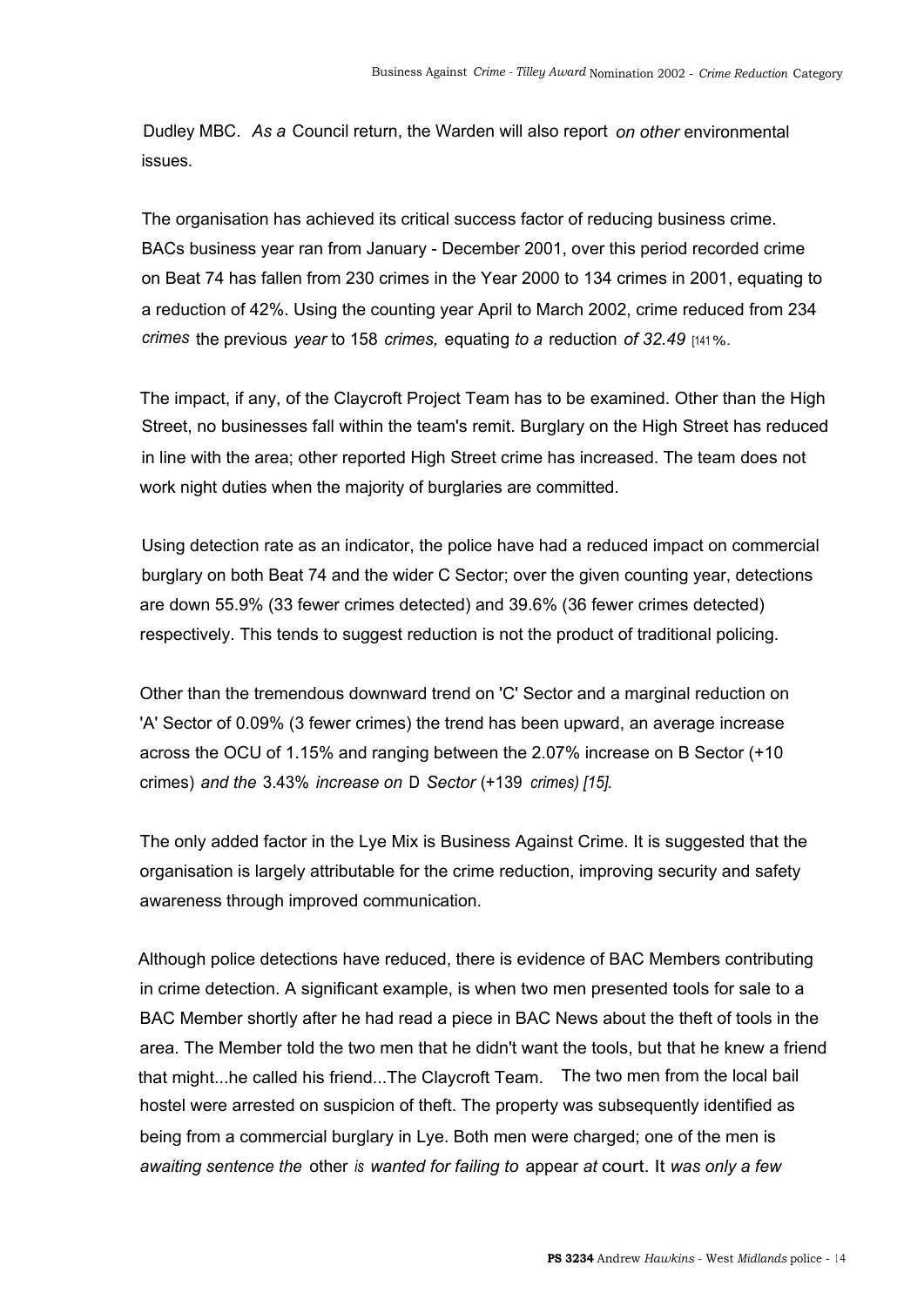Dudley MBC. As a Council return, the Warden will also report on other environmental issues.

The organisation has achieved its critical success factor of reducing business crime. BACs business year ran from January - December 2001, over this period recorded crime on Beat 74 has fallen from 230 crimes in the Year 2000 to 134 crimes in 2001, equating to a reduction of 42%. Using the counting year April to March 2002, crime reduced from 234 crimes the previous year to 158 crimes, equating to a reduction of 32.49 [141%.

The impact, if any, of the Claycroft Project Team has to be examined. Other than the High Street, no businesses fall within the team's remit. Burglary on the High Street has reduced in line with the area; other reported High Street crime has increased. The team does not work night duties when the majority of burglaries are committed.

Using detection rate as an indicator, the police have had a reduced impact on commercial burglary on both Beat 74 and the wider C Sector; over the given counting year, detections are down 55.9% (33 fewer crimes detected) and 39.6% (36 fewer crimes detected) respectively. This tends to suggest reduction is not the product of traditional policing.

Other than the tremendous downward trend on 'C' Sector and a marginal reduction on 'A' Sector of 0.09% (3 fewer crimes) the trend has been upward, an average increase across the OCU of 1.15% and ranging between the 2.07% increase on B Sector (+10 crimes) and the 3.43% increase on D Sector (+139 crimes) [15].

The only added factor in the Lye Mix is Business Against Crime. It is suggested that the organisation is largely attributable for the crime reduction, improving security and safety awareness through improved communication.

Although police detections have reduced, there is evidence of BAC Members contributing in crime detection. A significant example, is when two men presented tools for sale to a BAC Member shortly after he had read a piece in BAC News about the theft of tools in the area. The Member told the two men that he didn't want the tools, but that he knew a friend that might...he called his friend...The Claycroft Team. The two men from the local bail hostel were arrested on suspicion of theft. The property was subsequently identified as being from a commercial burglary in Lye. Both men were charged; one of the men is awaiting sentence the other is wanted for failing to appear at court. It was only a few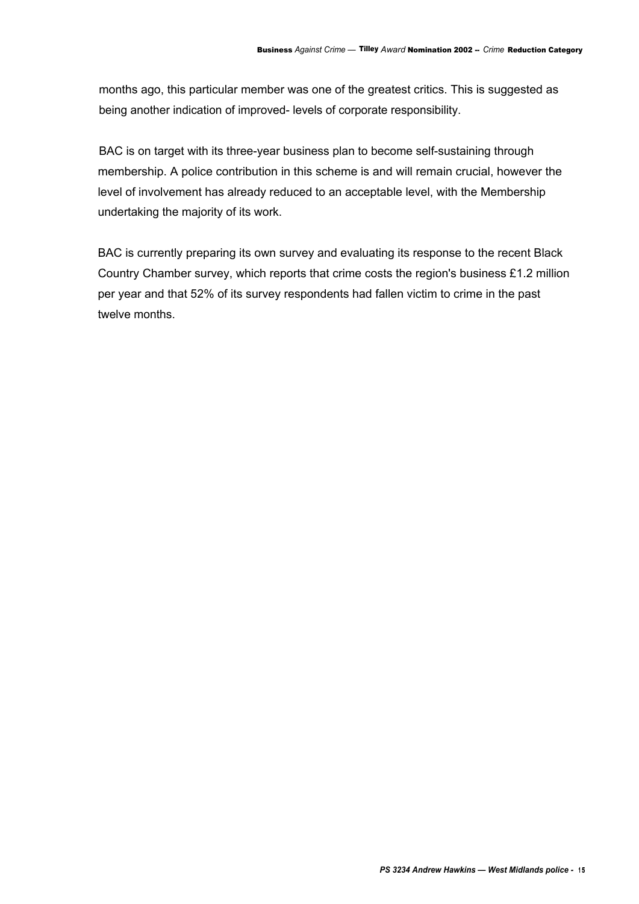months ago, this particular member was one of the greatest critics. This is suggested as being another indication of improved- levels of corporate responsibility.

BAC is on target with its three-year business plan to become self-sustaining through membership. A police contribution in this scheme is and will remain crucial, however the level of involvement has already reduced to an acceptable level, with the Membership undertaking the majority of its work.

BAC is currently preparing its own survey and evaluating its response to the recent Black Country Chamber survey, which reports that crime costs the region's business £1.2 million per year and that 52% of its survey respondents had fallen victim to crime in the past twelve months.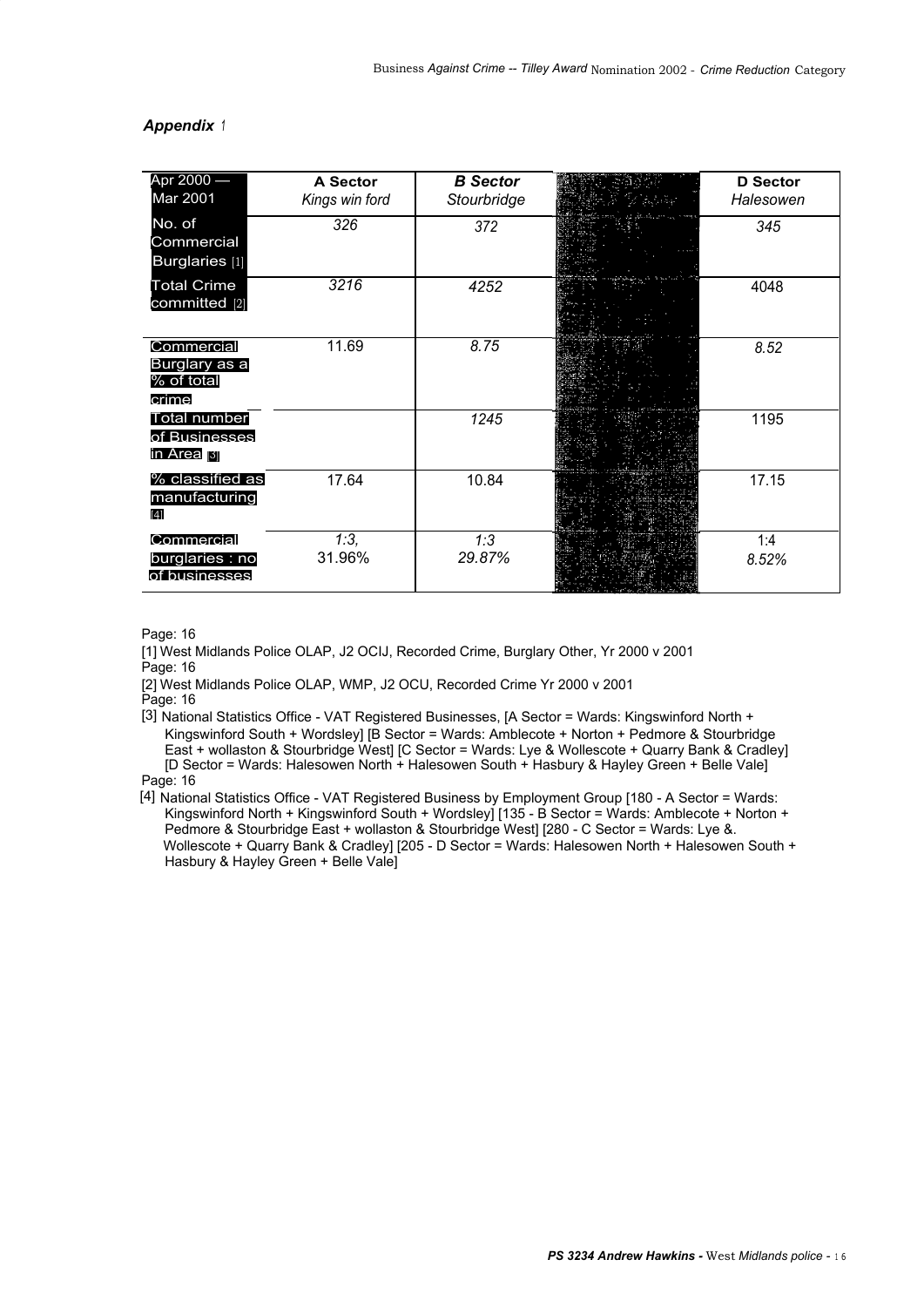***Appendix** 1*

| Apr 2000 — Mar 2001 | **A Sector** *Kings win ford* | ***B Sector*** *Stourbridge* | | **D Sector** *Halesowen* |
|---|---|---|---|---|
| No. of Commercial Burglaries [1] | *326* | *372* | | *345* |
| Total Crime committed [2] | *3216* | *4252* | | 4048 |
| Commercial Burglary as a % of total crime | 11.69 | *8.75* | | *8.52* |
| Total number of Businesses in Area [3] | | *1245* | | 1195 |
| % classified as manufacturing [4] | 17.64 | 10.84 | | 17.15 |
| Commercial burglaries : no of businesses | *1:3,* 31.96% | *1:3* *29.87%* | | 1:4 *8.52%* |

Page: 16

[1] West Midlands Police OLAP, J2 OCIJ, Recorded Crime, Burglary Other, Yr 2000 v 2001

Page: 16

[2] West Midlands Police OLAP, WMP, J2 OCU, Recorded Crime Yr 2000 v 2001

Page: 16

[3] National Statistics Office - VAT Registered Businesses, [A Sector = Wards: Kingswinford North + Kingswinford South + Wordsley] [B Sector = Wards: Amblecote + Norton + Pedmore & Stourbridge East + wollaston & Stourbridge West] [C Sector = Wards: Lye & Wollescote + Quarry Bank & Cradley] [D Sector = Wards: Halesowen North + Halesowen South + Hasbury & Hayley Green + Belle Vale]

Page: 16

[4] National Statistics Office - VAT Registered Business by Employment Group [180 - A Sector = Wards: Kingswinford North + Kingswinford South + Wordsley] [135 - B Sector = Wards: Amblecote + Norton + Pedmore & Stourbridge East + wollaston & Stourbridge West] [280 - C Sector = Wards: Lye &. Wollescote + Quarry Bank & Cradley] [205 - D Sector = Wards: Halesowen North + Halesowen South + Hasbury & Hayley Green + Belle Vale]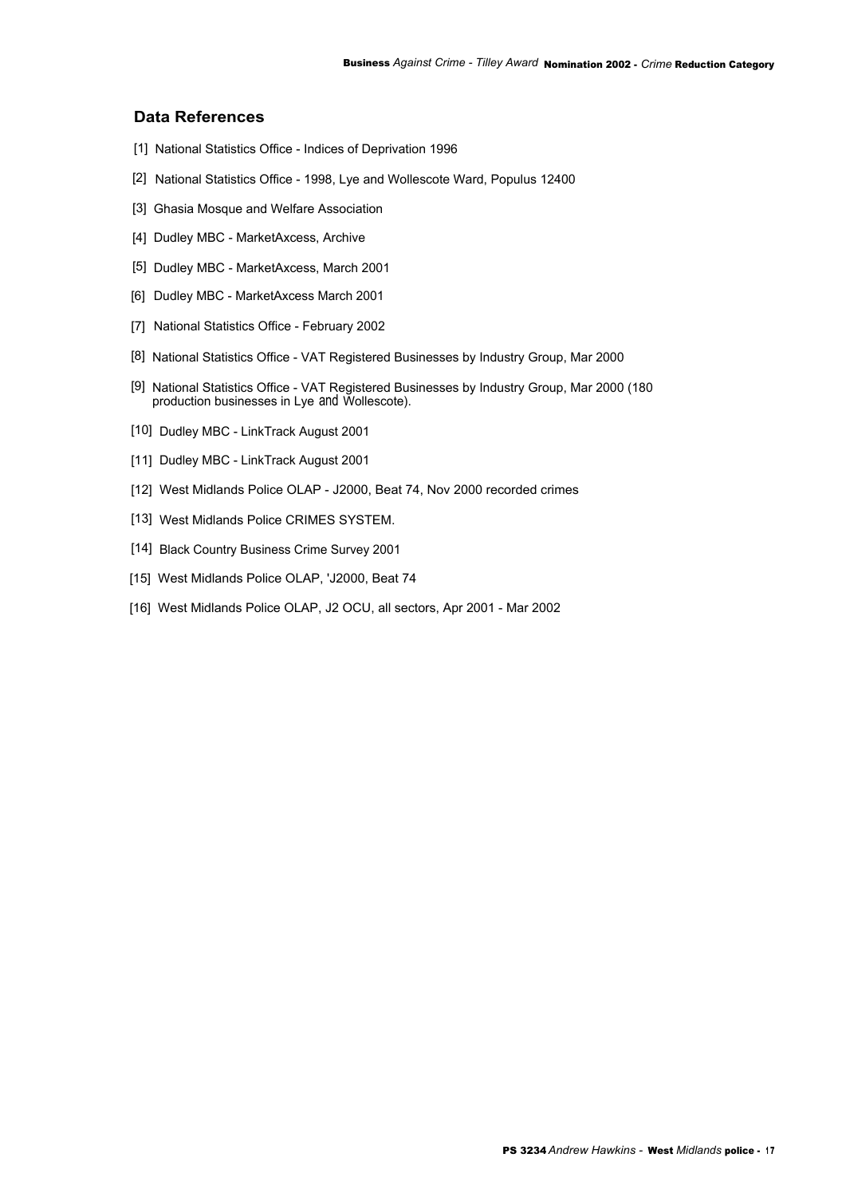## Data References

[1] National Statistics Office - Indices of Deprivation 1996

[2] National Statistics Office - 1998, Lye and Wollescote Ward, Populus 12400

[3] Ghasia Mosque and Welfare Association

[4] Dudley MBC - MarketAxcess, Archive

[5] Dudley MBC - MarketAxcess, March 2001

[6] Dudley MBC - MarketAxcess March 2001

[7] National Statistics Office - February 2002

[8] National Statistics Office - VAT Registered Businesses by Industry Group, Mar 2000

[9] National Statistics Office - VAT Registered Businesses by Industry Group, Mar 2000 (180 production businesses in Lye and Wollescote).

[10] Dudley MBC - LinkTrack August 2001

[11] Dudley MBC - LinkTrack August 2001

[12] West Midlands Police OLAP - J2000, Beat 74, Nov 2000 recorded crimes

[13] West Midlands Police CRIMES SYSTEM.

[14] Black Country Business Crime Survey 2001

[15] West Midlands Police OLAP, 'J2000, Beat 74

[16] West Midlands Police OLAP, J2 OCU, all sectors, Apr 2001 - Mar 2002